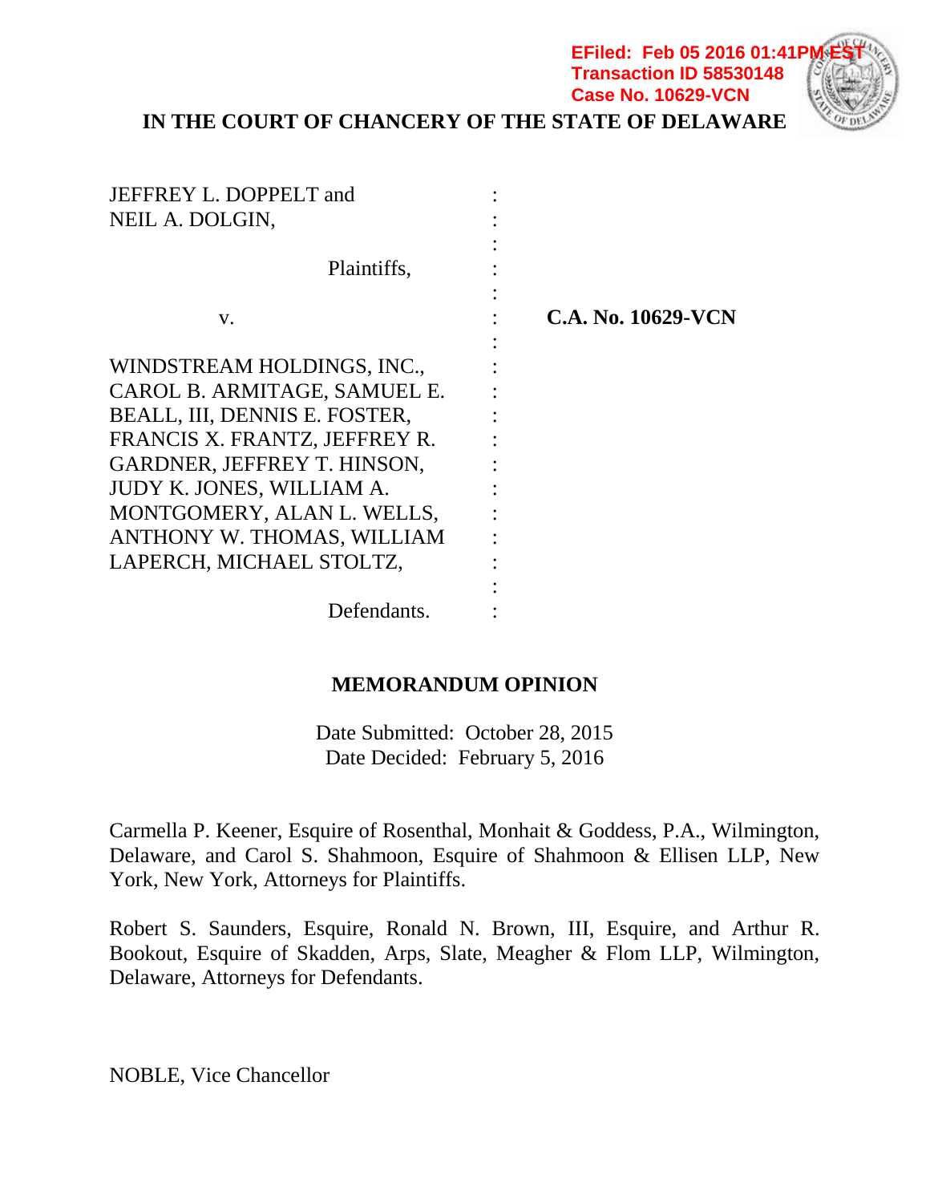EFiled: Feb 05 2016 01:41PM EST
Transaction ID 58530148
Case No. 10629-VCN

**IN THE COURT OF CHANCERY OF THE STATE OF DELAWARE**

| | | |
|---|---|---|
| JEFFREY L. DOPPELT and NEIL A. DOLGIN, | : | |
| Plaintiffs, | : | |
| v. | : | **C.A. No. 10629-VCN** |
| WINDSTREAM HOLDINGS, INC., CAROL B. ARMITAGE, SAMUEL E. BEALL, III, DENNIS E. FOSTER, FRANCIS X. FRANTZ, JEFFREY R. GARDNER, JEFFREY T. HINSON, JUDY K. JONES, WILLIAM A. MONTGOMERY, ALAN L. WELLS, ANTHONY W. THOMAS, WILLIAM LAPERCH, MICHAEL STOLTZ, | : | |
| Defendants. | : | |

## MEMORANDUM OPINION

Date Submitted: October 28, 2015
Date Decided: February 5, 2016

Carmella P. Keener, Esquire of Rosenthal, Monhait & Goddess, P.A., Wilmington, Delaware, and Carol S. Shahmoon, Esquire of Shahmoon & Ellisen LLP, New York, New York, Attorneys for Plaintiffs.

Robert S. Saunders, Esquire, Ronald N. Brown, III, Esquire, and Arthur R. Bookout, Esquire of Skadden, Arps, Slate, Meagher & Flom LLP, Wilmington, Delaware, Attorneys for Defendants.

NOBLE, Vice Chancellor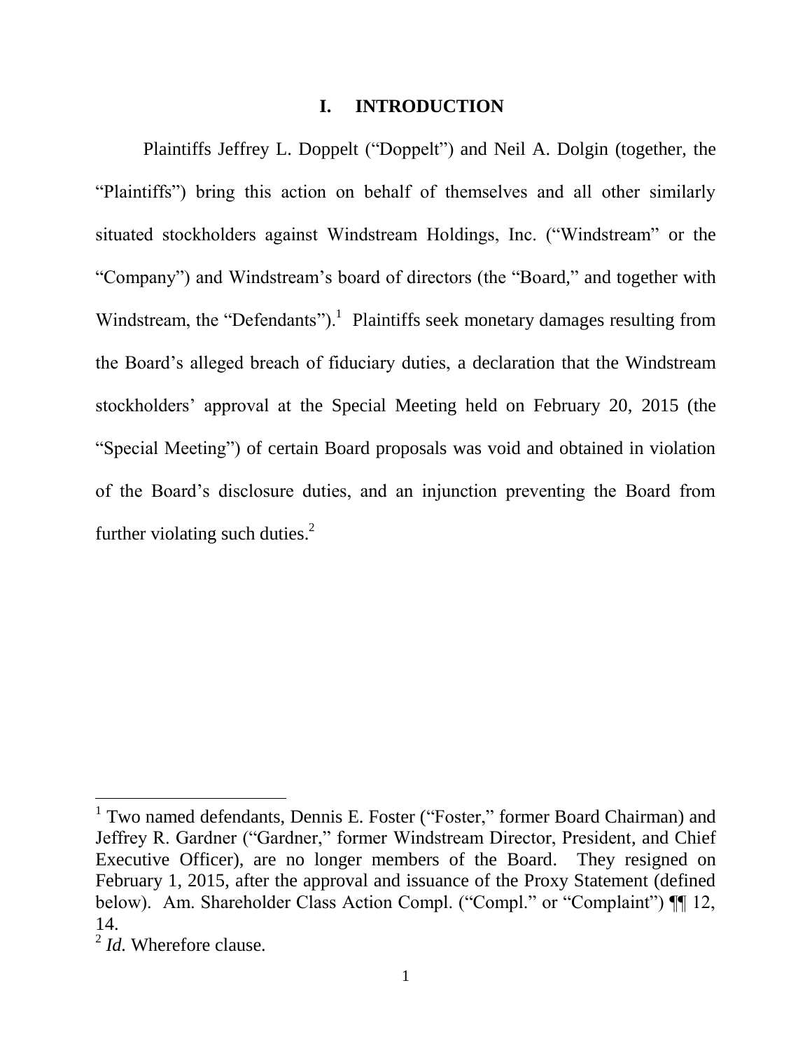## I. INTRODUCTION

Plaintiffs Jeffrey L. Doppelt ("Doppelt") and Neil A. Dolgin (together, the "Plaintiffs") bring this action on behalf of themselves and all other similarly situated stockholders against Windstream Holdings, Inc. ("Windstream" or the "Company") and Windstream's board of directors (the "Board," and together with Windstream, the "Defendants").[1] Plaintiffs seek monetary damages resulting from the Board's alleged breach of fiduciary duties, a declaration that the Windstream stockholders' approval at the Special Meeting held on February 20, 2015 (the "Special Meeting") of certain Board proposals was void and obtained in violation of the Board's disclosure duties, and an injunction preventing the Board from further violating such duties.[2]

---

[1] Two named defendants, Dennis E. Foster ("Foster," former Board Chairman) and Jeffrey R. Gardner ("Gardner," former Windstream Director, President, and Chief Executive Officer), are no longer members of the Board. They resigned on February 1, 2015, after the approval and issuance of the Proxy Statement (defined below). Am. Shareholder Class Action Compl. ("Compl." or "Complaint") ¶¶ 12, 14.

[2] *Id.* Wherefore clause.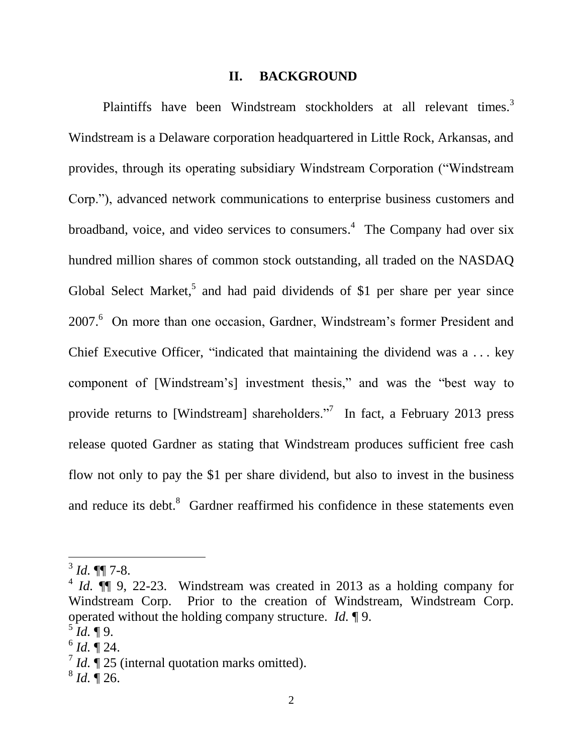## II. BACKGROUND

Plaintiffs have been Windstream stockholders at all relevant times.[3] Windstream is a Delaware corporation headquartered in Little Rock, Arkansas, and provides, through its operating subsidiary Windstream Corporation ("Windstream Corp."), advanced network communications to enterprise business customers and broadband, voice, and video services to consumers.[4] The Company had over six hundred million shares of common stock outstanding, all traded on the NASDAQ Global Select Market,[5] and had paid dividends of $1 per share per year since 2007.[6] On more than one occasion, Gardner, Windstream's former President and Chief Executive Officer, "indicated that maintaining the dividend was a . . . key component of [Windstream's] investment thesis," and was the "best way to provide returns to [Windstream] shareholders."[7] In fact, a February 2013 press release quoted Gardner as stating that Windstream produces sufficient free cash flow not only to pay the $1 per share dividend, but also to invest in the business and reduce its debt.[8] Gardner reaffirmed his confidence in these statements even

---

[3] *Id.* ¶¶ 7-8.

[4] *Id.* ¶¶ 9, 22-23. Windstream was created in 2013 as a holding company for Windstream Corp. Prior to the creation of Windstream, Windstream Corp. operated without the holding company structure. *Id.* ¶ 9.

[5] *Id.* ¶ 9.

[6] *Id.* ¶ 24.

[7] *Id.* ¶ 25 (internal quotation marks omitted).

[8] *Id.* ¶ 26.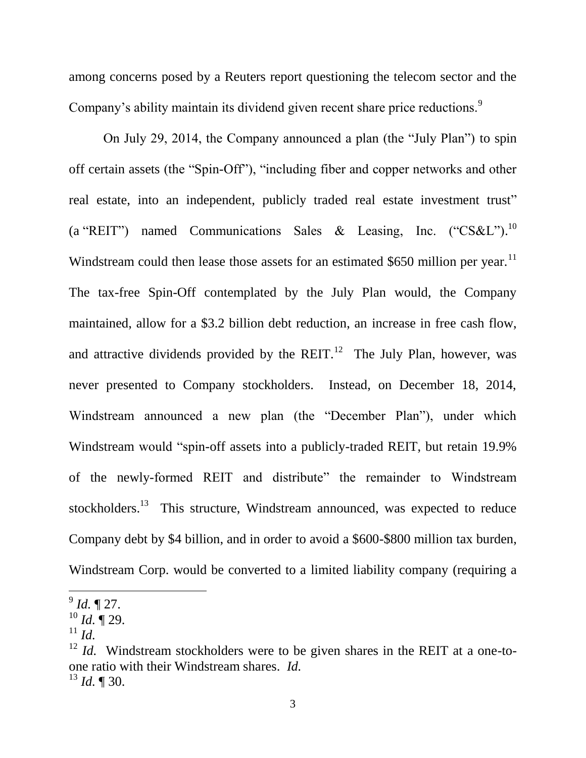among concerns posed by a Reuters report questioning the telecom sector and the Company's ability maintain its dividend given recent share price reductions.[9]

On July 29, 2014, the Company announced a plan (the "July Plan") to spin off certain assets (the "Spin-Off"), "including fiber and copper networks and other real estate, into an independent, publicly traded real estate investment trust" (a "REIT") named Communications Sales & Leasing, Inc. ("CS&L").[10] Windstream could then lease those assets for an estimated $650 million per year.[11] The tax-free Spin-Off contemplated by the July Plan would, the Company maintained, allow for a $3.2 billion debt reduction, an increase in free cash flow, and attractive dividends provided by the REIT.[12] The July Plan, however, was never presented to Company stockholders. Instead, on December 18, 2014, Windstream announced a new plan (the "December Plan"), under which Windstream would "spin-off assets into a publicly-traded REIT, but retain 19.9% of the newly-formed REIT and distribute" the remainder to Windstream stockholders.[13] This structure, Windstream announced, was expected to reduce Company debt by $4 billion, and in order to avoid a $600-$800 million tax burden, Windstream Corp. would be converted to a limited liability company (requiring a

---

[9] *Id.* ¶ 27.

[10] *Id.* ¶ 29.

[11] *Id.*

[12] *Id.* Windstream stockholders were to be given shares in the REIT at a one-to-one ratio with their Windstream shares. *Id.*

[13] *Id.* ¶ 30.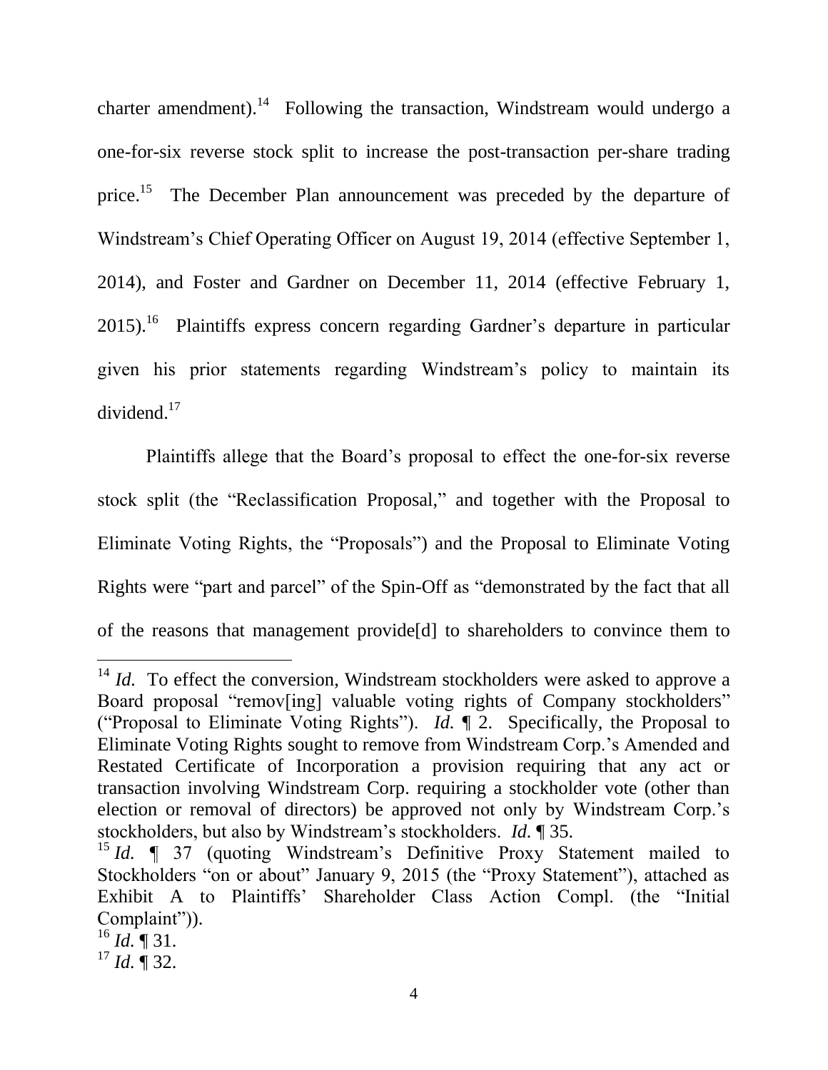charter amendment).[14] Following the transaction, Windstream would undergo a one-for-six reverse stock split to increase the post-transaction per-share trading price.[15] The December Plan announcement was preceded by the departure of Windstream's Chief Operating Officer on August 19, 2014 (effective September 1, 2014), and Foster and Gardner on December 11, 2014 (effective February 1, 2015).[16] Plaintiffs express concern regarding Gardner's departure in particular given his prior statements regarding Windstream's policy to maintain its dividend.[17]

Plaintiffs allege that the Board's proposal to effect the one-for-six reverse stock split (the "Reclassification Proposal," and together with the Proposal to Eliminate Voting Rights, the "Proposals") and the Proposal to Eliminate Voting Rights were "part and parcel" of the Spin-Off as "demonstrated by the fact that all of the reasons that management provide[d] to shareholders to convince them to

---

[14] *Id.* To effect the conversion, Windstream stockholders were asked to approve a Board proposal "remov[ing] valuable voting rights of Company stockholders" ("Proposal to Eliminate Voting Rights"). *Id.* ¶ 2. Specifically, the Proposal to Eliminate Voting Rights sought to remove from Windstream Corp.'s Amended and Restated Certificate of Incorporation a provision requiring that any act or transaction involving Windstream Corp. requiring a stockholder vote (other than election or removal of directors) be approved not only by Windstream Corp.'s stockholders, but also by Windstream's stockholders. *Id.* ¶ 35.

[15] *Id.* ¶ 37 (quoting Windstream's Definitive Proxy Statement mailed to Stockholders "on or about" January 9, 2015 (the "Proxy Statement"), attached as Exhibit A to Plaintiffs' Shareholder Class Action Compl. (the "Initial Complaint")).

[16] *Id.* ¶ 31.

[17] *Id.* ¶ 32.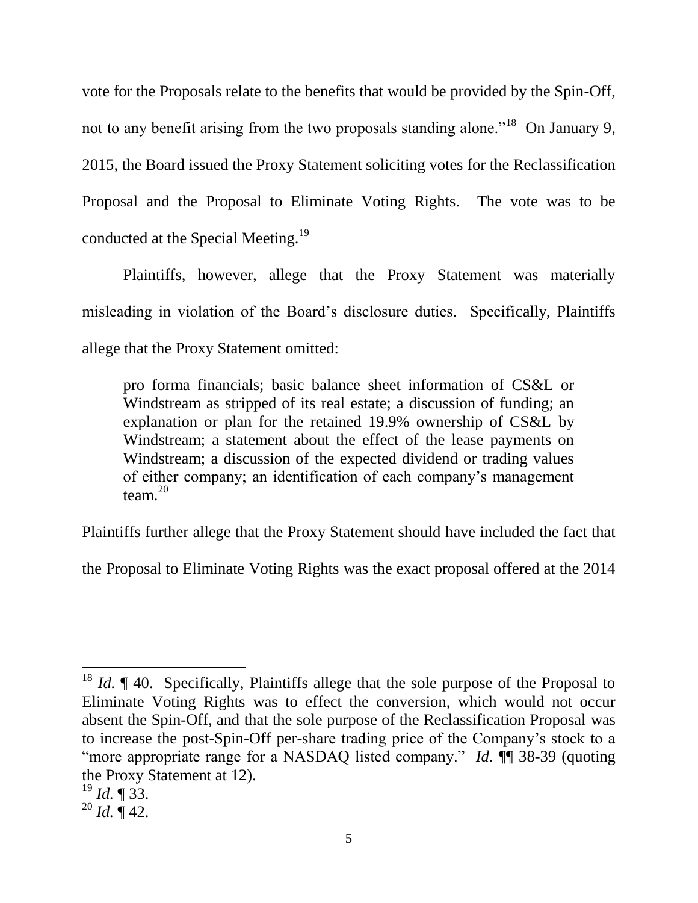vote for the Proposals relate to the benefits that would be provided by the Spin-Off, not to any benefit arising from the two proposals standing alone."[18] On January 9, 2015, the Board issued the Proxy Statement soliciting votes for the Reclassification Proposal and the Proposal to Eliminate Voting Rights. The vote was to be conducted at the Special Meeting.[19]

Plaintiffs, however, allege that the Proxy Statement was materially misleading in violation of the Board's disclosure duties. Specifically, Plaintiffs allege that the Proxy Statement omitted:

> pro forma financials; basic balance sheet information of CS&L or Windstream as stripped of its real estate; a discussion of funding; an explanation or plan for the retained 19.9% ownership of CS&L by Windstream; a statement about the effect of the lease payments on Windstream; a discussion of the expected dividend or trading values of either company; an identification of each company's management team.[20]

Plaintiffs further allege that the Proxy Statement should have included the fact that the Proposal to Eliminate Voting Rights was the exact proposal offered at the 2014

---

[18] *Id.* ¶ 40. Specifically, Plaintiffs allege that the sole purpose of the Proposal to Eliminate Voting Rights was to effect the conversion, which would not occur absent the Spin-Off, and that the sole purpose of the Reclassification Proposal was to increase the post-Spin-Off per-share trading price of the Company's stock to a "more appropriate range for a NASDAQ listed company." *Id.* ¶¶ 38-39 (quoting the Proxy Statement at 12).

[19] *Id.* ¶ 33.

[20] *Id.* ¶ 42.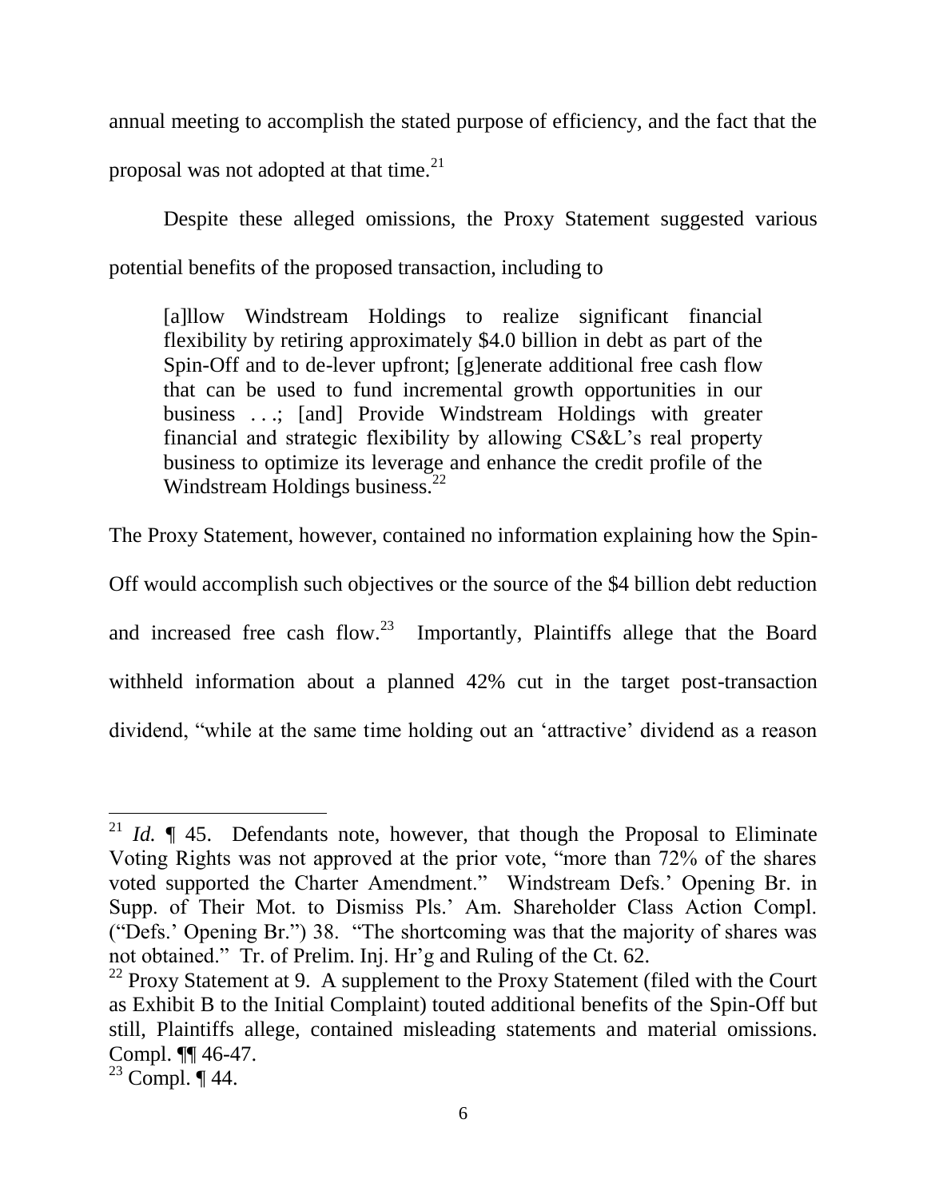annual meeting to accomplish the stated purpose of efficiency, and the fact that the proposal was not adopted at that time.[21]

Despite these alleged omissions, the Proxy Statement suggested various potential benefits of the proposed transaction, including to

> [a]llow Windstream Holdings to realize significant financial flexibility by retiring approximately $4.0 billion in debt as part of the Spin-Off and to de-lever upfront; [g]enerate additional free cash flow that can be used to fund incremental growth opportunities in our business . . .; [and] Provide Windstream Holdings with greater financial and strategic flexibility by allowing CS&L's real property business to optimize its leverage and enhance the credit profile of the Windstream Holdings business.[22]

The Proxy Statement, however, contained no information explaining how the Spin-Off would accomplish such objectives or the source of the $4 billion debt reduction and increased free cash flow.[23] Importantly, Plaintiffs allege that the Board withheld information about a planned 42% cut in the target post-transaction dividend, "while at the same time holding out an 'attractive' dividend as a reason

---

[21] *Id.* ¶ 45. Defendants note, however, that though the Proposal to Eliminate Voting Rights was not approved at the prior vote, "more than 72% of the shares voted supported the Charter Amendment." Windstream Defs.' Opening Br. in Supp. of Their Mot. to Dismiss Pls.' Am. Shareholder Class Action Compl. ("Defs.' Opening Br.") 38. "The shortcoming was that the majority of shares was not obtained." Tr. of Prelim. Inj. Hr'g and Ruling of the Ct. 62.

[22] Proxy Statement at 9. A supplement to the Proxy Statement (filed with the Court as Exhibit B to the Initial Complaint) touted additional benefits of the Spin-Off but still, Plaintiffs allege, contained misleading statements and material omissions. Compl. ¶¶ 46-47.

[23] Compl. ¶ 44.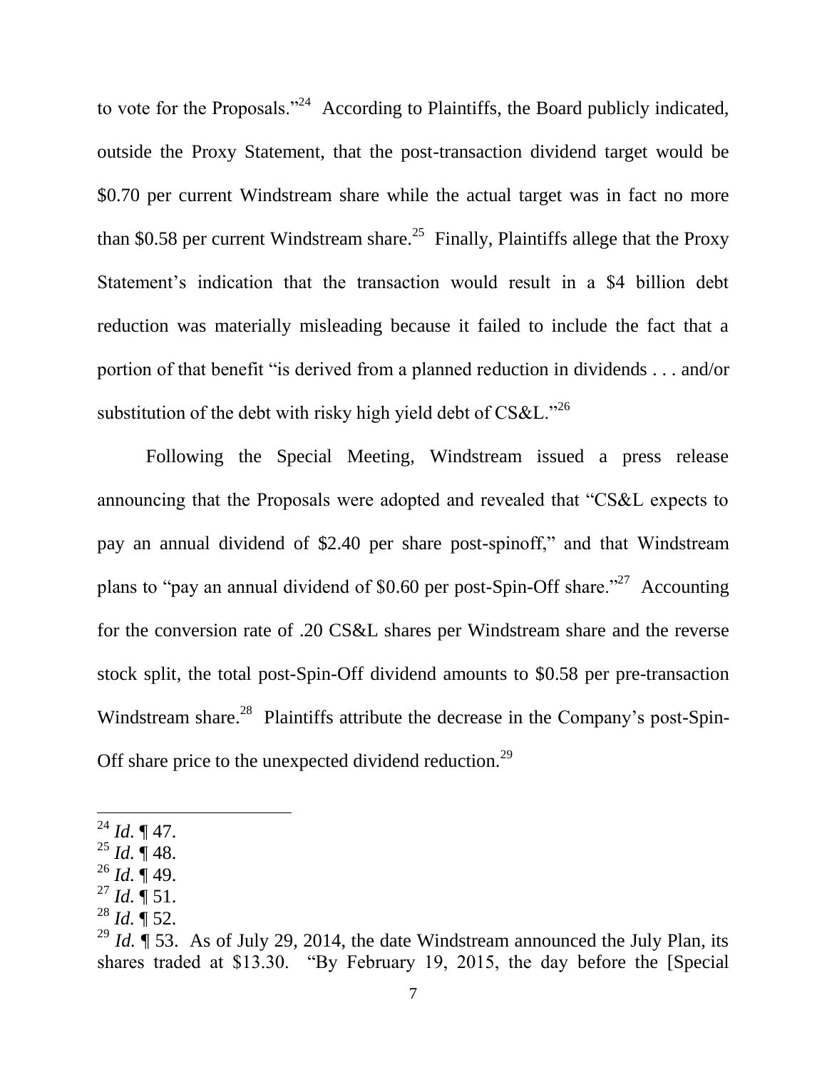to vote for the Proposals."[24] According to Plaintiffs, the Board publicly indicated, outside the Proxy Statement, that the post-transaction dividend target would be $0.70 per current Windstream share while the actual target was in fact no more than $0.58 per current Windstream share.[25] Finally, Plaintiffs allege that the Proxy Statement's indication that the transaction would result in a $4 billion debt reduction was materially misleading because it failed to include the fact that a portion of that benefit "is derived from a planned reduction in dividends . . . and/or substitution of the debt with risky high yield debt of CS&L."[26]

Following the Special Meeting, Windstream issued a press release announcing that the Proposals were adopted and revealed that "CS&L expects to pay an annual dividend of $2.40 per share post-spinoff," and that Windstream plans to "pay an annual dividend of $0.60 per post-Spin-Off share."[27] Accounting for the conversion rate of .20 CS&L shares per Windstream share and the reverse stock split, the total post-Spin-Off dividend amounts to $0.58 per pre-transaction Windstream share.[28] Plaintiffs attribute the decrease in the Company's post-Spin-Off share price to the unexpected dividend reduction.[29]

---

[24] *Id.* ¶ 47.

[25] *Id.* ¶ 48.

[26] *Id.* ¶ 49.

[27] *Id.* ¶ 51.

[28] *Id.* ¶ 52.

[29] *Id.* ¶ 53. As of July 29, 2014, the date Windstream announced the July Plan, its shares traded at $13.30. "By February 19, 2015, the day before the [Special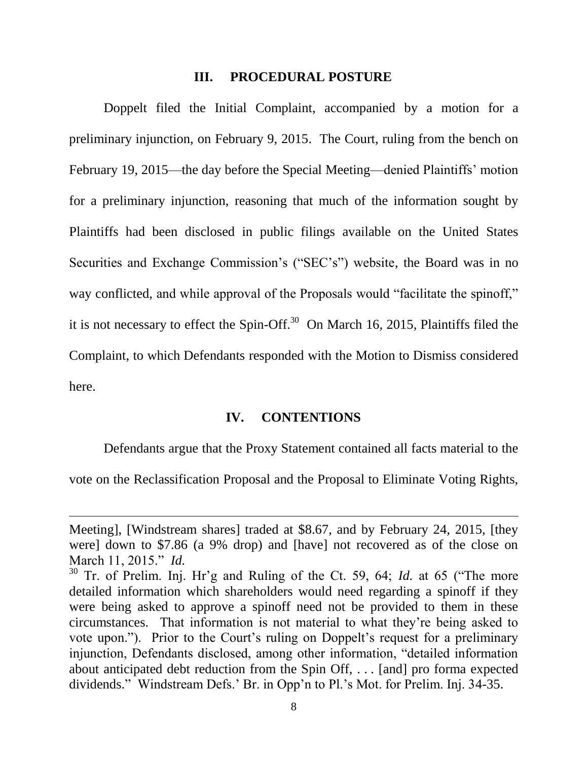## III. PROCEDURAL POSTURE

Doppelt filed the Initial Complaint, accompanied by a motion for a preliminary injunction, on February 9, 2015. The Court, ruling from the bench on February 19, 2015—the day before the Special Meeting—denied Plaintiffs' motion for a preliminary injunction, reasoning that much of the information sought by Plaintiffs had been disclosed in public filings available on the United States Securities and Exchange Commission's ("SEC's") website, the Board was in no way conflicted, and while approval of the Proposals would "facilitate the spinoff," it is not necessary to effect the Spin-Off.[30] On March 16, 2015, Plaintiffs filed the Complaint, to which Defendants responded with the Motion to Dismiss considered here.

## IV. CONTENTIONS

Defendants argue that the Proxy Statement contained all facts material to the vote on the Reclassification Proposal and the Proposal to Eliminate Voting Rights,

---

Meeting], [Windstream shares] traded at $8.67, and by February 24, 2015, [they were] down to $7.86 (a 9% drop) and [have] not recovered as of the close on March 11, 2015." *Id.*

[30] Tr. of Prelim. Inj. Hr'g and Ruling of the Ct. 59, 64; *Id.* at 65 ("The more detailed information which shareholders would need regarding a spinoff if they were being asked to approve a spinoff need not be provided to them in these circumstances. That information is not material to what they're being asked to vote upon."). Prior to the Court's ruling on Doppelt's request for a preliminary injunction, Defendants disclosed, among other information, "detailed information about anticipated debt reduction from the Spin Off, . . . [and] pro forma expected dividends." Windstream Defs.' Br. in Opp'n to Pl.'s Mot. for Prelim. Inj. 34-35.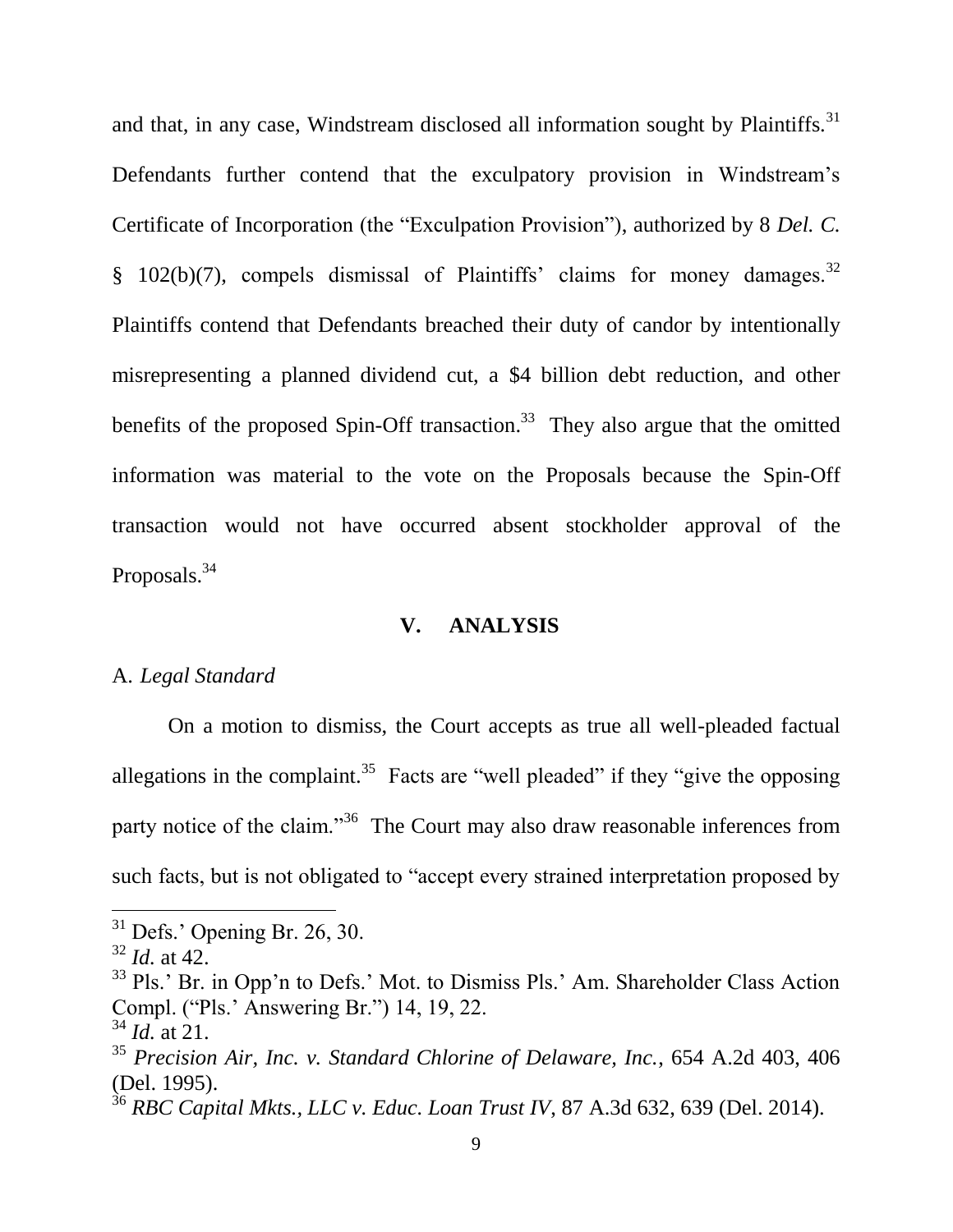and that, in any case, Windstream disclosed all information sought by Plaintiffs.[31] Defendants further contend that the exculpatory provision in Windstream's Certificate of Incorporation (the "Exculpation Provision"), authorized by 8 *Del. C.* § 102(b)(7), compels dismissal of Plaintiffs' claims for money damages.[32] Plaintiffs contend that Defendants breached their duty of candor by intentionally misrepresenting a planned dividend cut, a $4 billion debt reduction, and other benefits of the proposed Spin-Off transaction.[33] They also argue that the omitted information was material to the vote on the Proposals because the Spin-Off transaction would not have occurred absent stockholder approval of the Proposals.[34]

## V. ANALYSIS

### A. *Legal Standard*

On a motion to dismiss, the Court accepts as true all well-pleaded factual allegations in the complaint.[35] Facts are "well pleaded" if they "give the opposing party notice of the claim."[36] The Court may also draw reasonable inferences from such facts, but is not obligated to "accept every strained interpretation proposed by

---

[31] Defs.' Opening Br. 26, 30.

[32] *Id.* at 42.

[33] Pls.' Br. in Opp'n to Defs.' Mot. to Dismiss Pls.' Am. Shareholder Class Action Compl. ("Pls.' Answering Br.") 14, 19, 22.

[34] *Id.* at 21.

[35] *Precision Air, Inc. v. Standard Chlorine of Delaware, Inc.*, 654 A.2d 403, 406 (Del. 1995).

[36] *RBC Capital Mkts., LLC v. Educ. Loan Trust IV*, 87 A.3d 632, 639 (Del. 2014).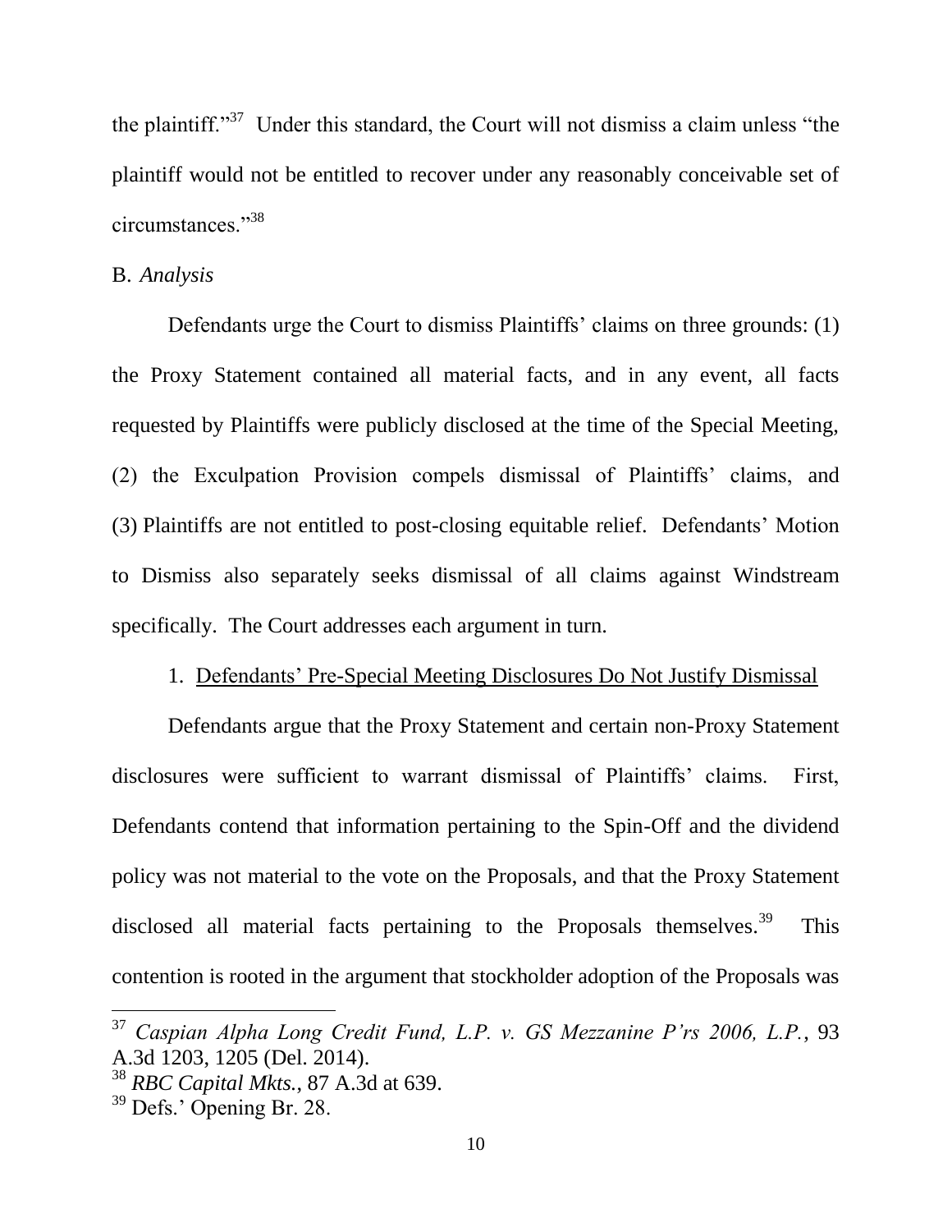the plaintiff."[37] Under this standard, the Court will not dismiss a claim unless "the plaintiff would not be entitled to recover under any reasonably conceivable set of circumstances."[38]

B. *Analysis*

Defendants urge the Court to dismiss Plaintiffs' claims on three grounds: (1) the Proxy Statement contained all material facts, and in any event, all facts requested by Plaintiffs were publicly disclosed at the time of the Special Meeting, (2) the Exculpation Provision compels dismissal of Plaintiffs' claims, and (3) Plaintiffs are not entitled to post-closing equitable relief. Defendants' Motion to Dismiss also separately seeks dismissal of all claims against Windstream specifically. The Court addresses each argument in turn.

1. Defendants' Pre-Special Meeting Disclosures Do Not Justify Dismissal

Defendants argue that the Proxy Statement and certain non-Proxy Statement disclosures were sufficient to warrant dismissal of Plaintiffs' claims. First, Defendants contend that information pertaining to the Spin-Off and the dividend policy was not material to the vote on the Proposals, and that the Proxy Statement disclosed all material facts pertaining to the Proposals themselves.[39] This contention is rooted in the argument that stockholder adoption of the Proposals was

---

[37] *Caspian Alpha Long Credit Fund, L.P. v. GS Mezzanine P'rs 2006, L.P.*, 93 A.3d 1203, 1205 (Del. 2014).

[38] *RBC Capital Mkts.*, 87 A.3d at 639.

[39] Defs.' Opening Br. 28.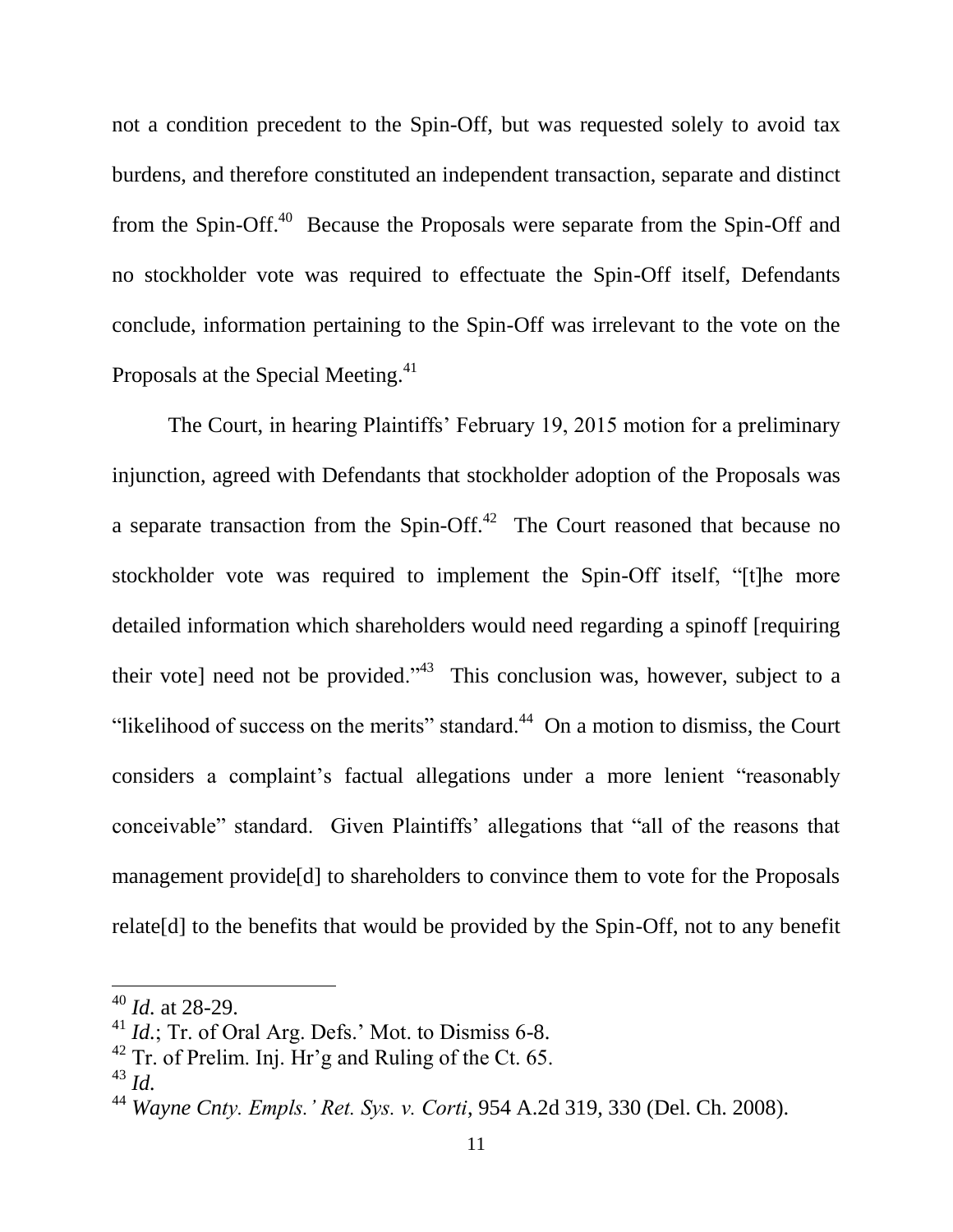not a condition precedent to the Spin-Off, but was requested solely to avoid tax burdens, and therefore constituted an independent transaction, separate and distinct from the Spin-Off.[40] Because the Proposals were separate from the Spin-Off and no stockholder vote was required to effectuate the Spin-Off itself, Defendants conclude, information pertaining to the Spin-Off was irrelevant to the vote on the Proposals at the Special Meeting.[41]

The Court, in hearing Plaintiffs' February 19, 2015 motion for a preliminary injunction, agreed with Defendants that stockholder adoption of the Proposals was a separate transaction from the Spin-Off.[42] The Court reasoned that because no stockholder vote was required to implement the Spin-Off itself, "[t]he more detailed information which shareholders would need regarding a spinoff [requiring their vote] need not be provided."[43] This conclusion was, however, subject to a "likelihood of success on the merits" standard.[44] On a motion to dismiss, the Court considers a complaint's factual allegations under a more lenient "reasonably conceivable" standard. Given Plaintiffs' allegations that "all of the reasons that management provide[d] to shareholders to convince them to vote for the Proposals relate[d] to the benefits that would be provided by the Spin-Off, not to any benefit

---

[40] *Id.* at 28-29.

[41] *Id.*; Tr. of Oral Arg. Defs.' Mot. to Dismiss 6-8.

[42] Tr. of Prelim. Inj. Hr'g and Ruling of the Ct. 65.

[43] *Id.*

[44] *Wayne Cnty. Empls.' Ret. Sys. v. Corti*, 954 A.2d 319, 330 (Del. Ch. 2008).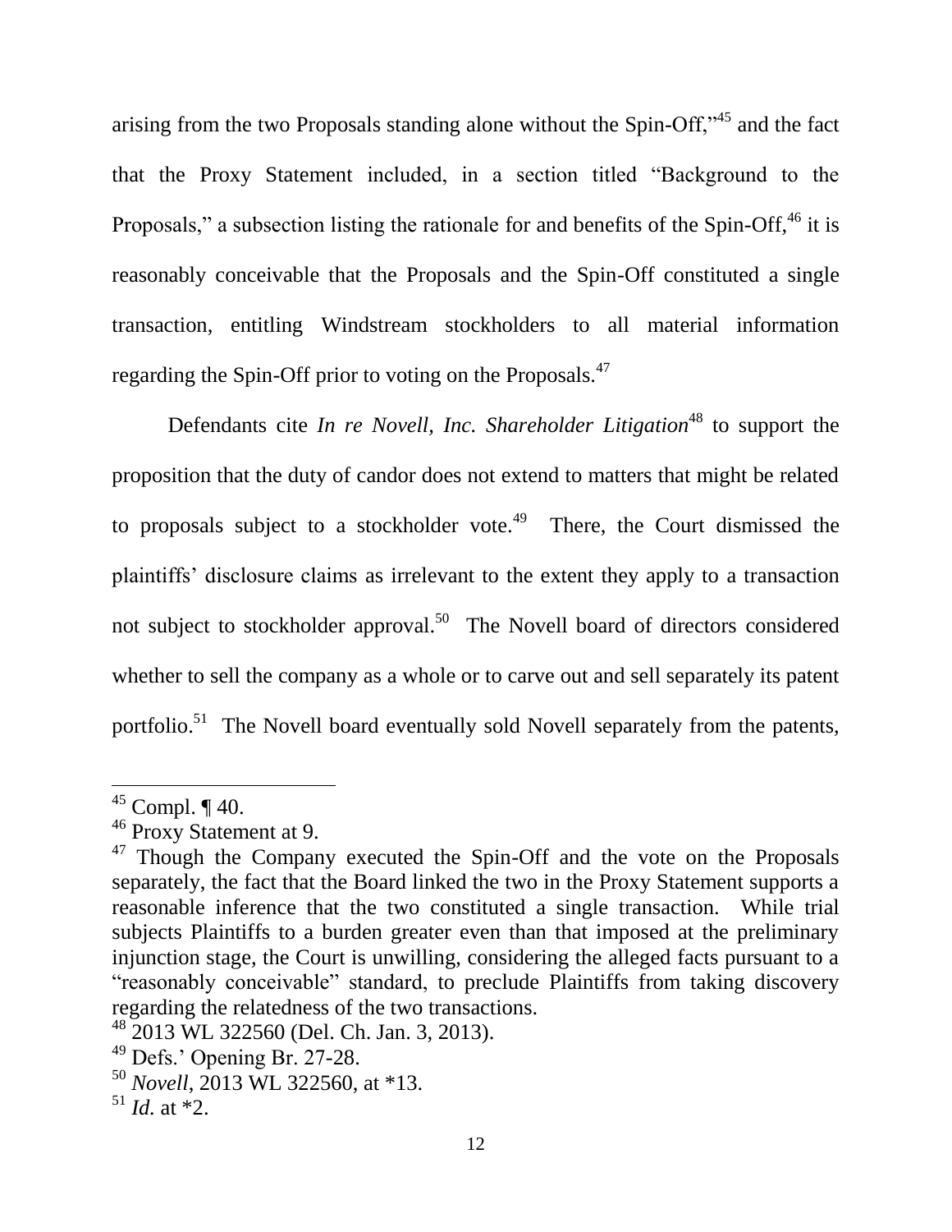arising from the two Proposals standing alone without the Spin-Off,"[45] and the fact that the Proxy Statement included, in a section titled "Background to the Proposals," a subsection listing the rationale for and benefits of the Spin-Off,[46] it is reasonably conceivable that the Proposals and the Spin-Off constituted a single transaction, entitling Windstream stockholders to all material information regarding the Spin-Off prior to voting on the Proposals.[47]

Defendants cite *In re Novell, Inc. Shareholder Litigation*[48] to support the proposition that the duty of candor does not extend to matters that might be related to proposals subject to a stockholder vote.[49] There, the Court dismissed the plaintiffs' disclosure claims as irrelevant to the extent they apply to a transaction not subject to stockholder approval.[50] The Novell board of directors considered whether to sell the company as a whole or to carve out and sell separately its patent portfolio.[51] The Novell board eventually sold Novell separately from the patents,

---

[45] Compl. ¶ 40.

[46] Proxy Statement at 9.

[47] Though the Company executed the Spin-Off and the vote on the Proposals separately, the fact that the Board linked the two in the Proxy Statement supports a reasonable inference that the two constituted a single transaction. While trial subjects Plaintiffs to a burden greater even than that imposed at the preliminary injunction stage, the Court is unwilling, considering the alleged facts pursuant to a "reasonably conceivable" standard, to preclude Plaintiffs from taking discovery regarding the relatedness of the two transactions.

[48] 2013 WL 322560 (Del. Ch. Jan. 3, 2013).

[49] Defs.' Opening Br. 27-28.

[50] *Novell*, 2013 WL 322560, at *13.

[51] *Id.* at *2.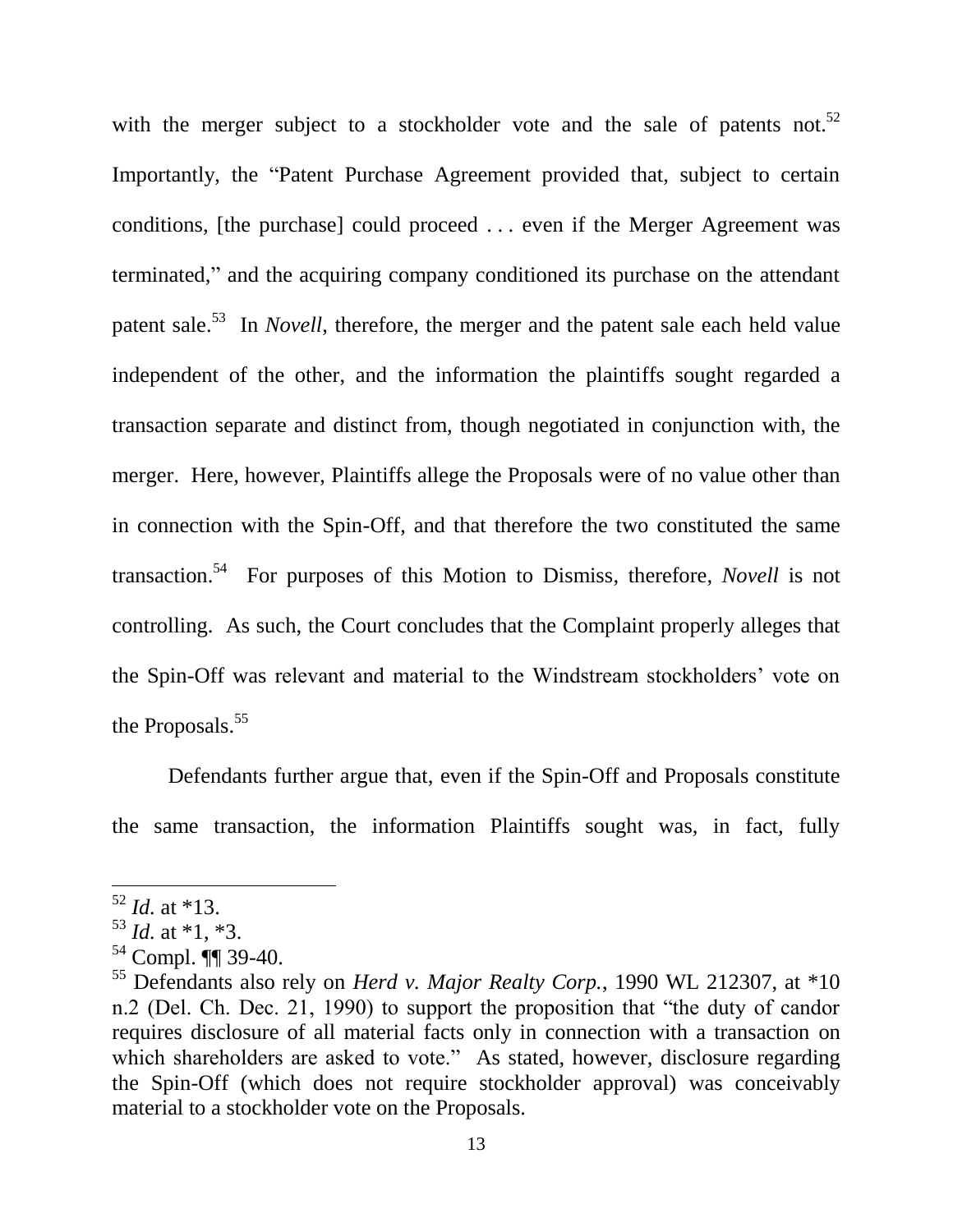with the merger subject to a stockholder vote and the sale of patents not.[52] Importantly, the "Patent Purchase Agreement provided that, subject to certain conditions, [the purchase] could proceed . . . even if the Merger Agreement was terminated," and the acquiring company conditioned its purchase on the attendant patent sale.[53] In *Novell*, therefore, the merger and the patent sale each held value independent of the other, and the information the plaintiffs sought regarded a transaction separate and distinct from, though negotiated in conjunction with, the merger. Here, however, Plaintiffs allege the Proposals were of no value other than in connection with the Spin-Off, and that therefore the two constituted the same transaction.[54] For purposes of this Motion to Dismiss, therefore, *Novell* is not controlling. As such, the Court concludes that the Complaint properly alleges that the Spin-Off was relevant and material to the Windstream stockholders' vote on the Proposals.[55]

Defendants further argue that, even if the Spin-Off and Proposals constitute the same transaction, the information Plaintiffs sought was, in fact, fully

---

[52] *Id.* at *13.

[53] *Id.* at *1, *3.

[54] Compl. ¶¶ 39-40.

[55] Defendants also rely on *Herd v. Major Realty Corp.*, 1990 WL 212307, at *10 n.2 (Del. Ch. Dec. 21, 1990) to support the proposition that "the duty of candor requires disclosure of all material facts only in connection with a transaction on which shareholders are asked to vote." As stated, however, disclosure regarding the Spin-Off (which does not require stockholder approval) was conceivably material to a stockholder vote on the Proposals.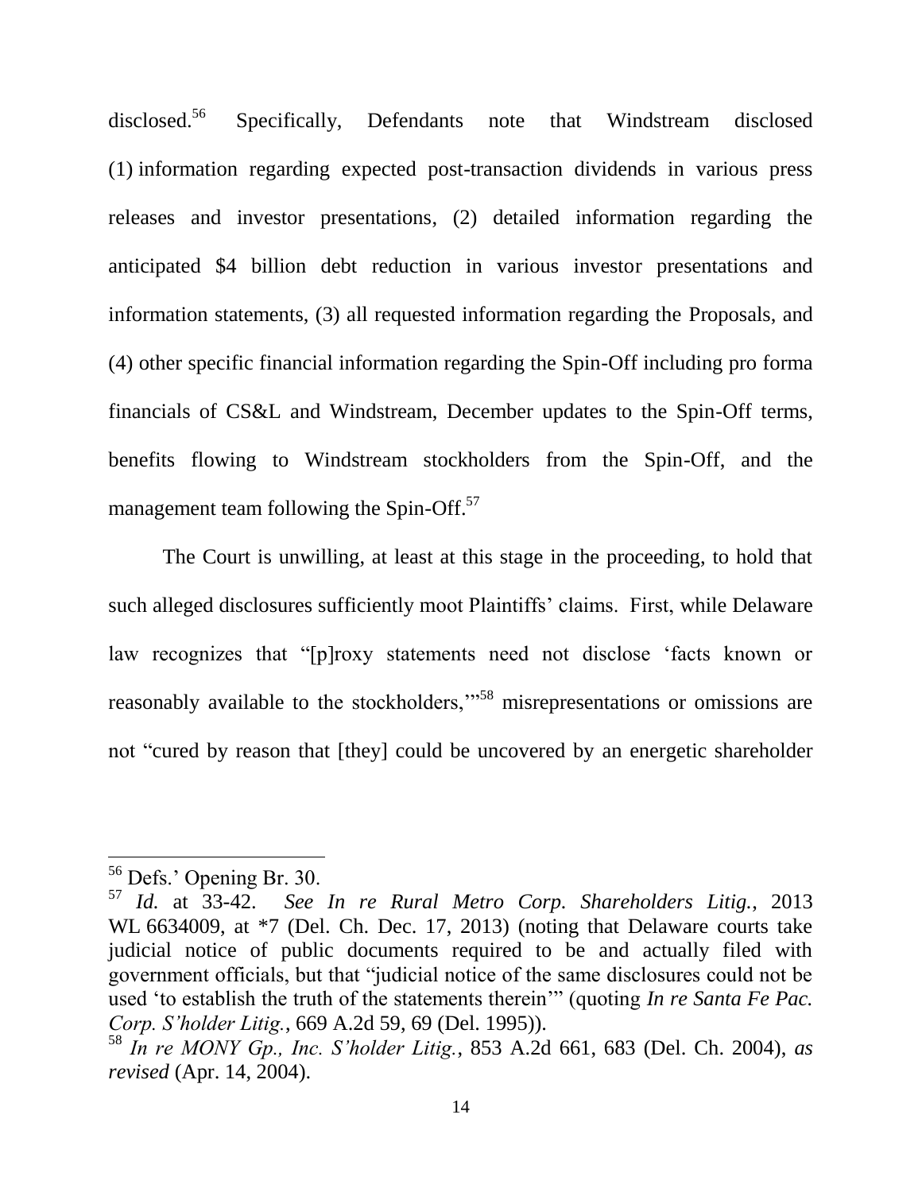disclosed.[56] Specifically, Defendants note that Windstream disclosed (1) information regarding expected post-transaction dividends in various press releases and investor presentations, (2) detailed information regarding the anticipated $4 billion debt reduction in various investor presentations and information statements, (3) all requested information regarding the Proposals, and (4) other specific financial information regarding the Spin-Off including pro forma financials of CS&L and Windstream, December updates to the Spin-Off terms, benefits flowing to Windstream stockholders from the Spin-Off, and the management team following the Spin-Off.[57]

The Court is unwilling, at least at this stage in the proceeding, to hold that such alleged disclosures sufficiently moot Plaintiffs' claims. First, while Delaware law recognizes that "[p]roxy statements need not disclose 'facts known or reasonably available to the stockholders,'"[58] misrepresentations or omissions are not "cured by reason that [they] could be uncovered by an energetic shareholder

---

[56] Defs.' Opening Br. 30.

[57] *Id.* at 33-42. *See In re Rural Metro Corp. Shareholders Litig.*, 2013 WL 6634009, at *7 (Del. Ch. Dec. 17, 2013) (noting that Delaware courts take judicial notice of public documents required to be and actually filed with government officials, but that "judicial notice of the same disclosures could not be used 'to establish the truth of the statements therein'" (quoting *In re Santa Fe Pac. Corp. S'holder Litig.*, 669 A.2d 59, 69 (Del. 1995)).

[58] *In re MONY Gp., Inc. S'holder Litig.*, 853 A.2d 661, 683 (Del. Ch. 2004), *as revised* (Apr. 14, 2004).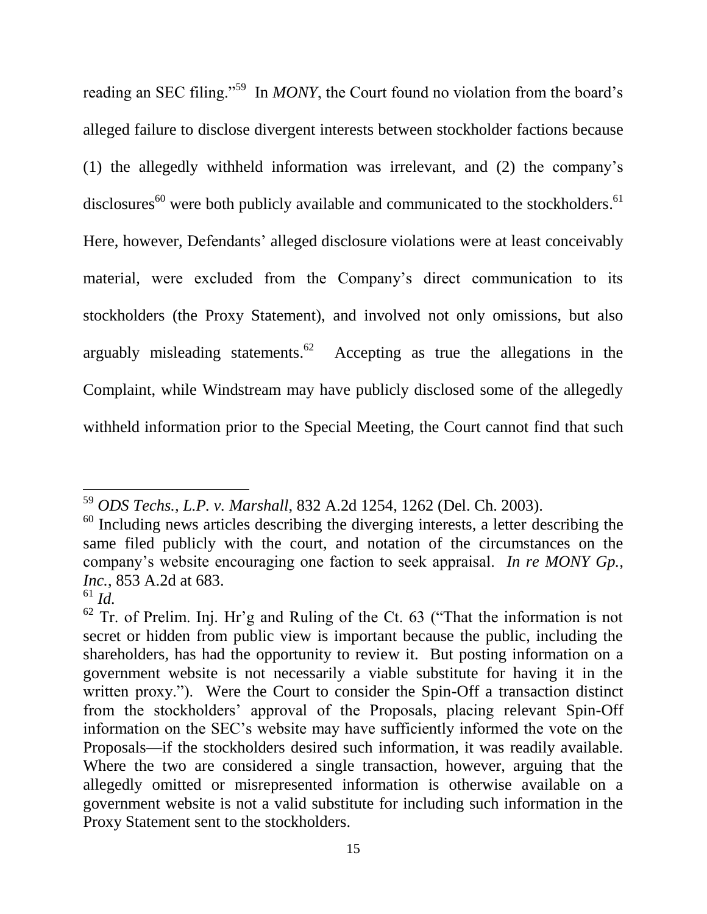reading an SEC filing."[59] In *MONY*, the Court found no violation from the board's alleged failure to disclose divergent interests between stockholder factions because (1) the allegedly withheld information was irrelevant, and (2) the company's disclosures[60] were both publicly available and communicated to the stockholders.[61] Here, however, Defendants' alleged disclosure violations were at least conceivably material, were excluded from the Company's direct communication to its stockholders (the Proxy Statement), and involved not only omissions, but also arguably misleading statements.[62] Accepting as true the allegations in the Complaint, while Windstream may have publicly disclosed some of the allegedly withheld information prior to the Special Meeting, the Court cannot find that such

---

[59] *ODS Techs., L.P. v. Marshall*, 832 A.2d 1254, 1262 (Del. Ch. 2003).

[60] Including news articles describing the diverging interests, a letter describing the same filed publicly with the court, and notation of the circumstances on the company's website encouraging one faction to seek appraisal. *In re MONY Gp., Inc.*, 853 A.2d at 683.

[61] *Id.*

[62] Tr. of Prelim. Inj. Hr'g and Ruling of the Ct. 63 ("That the information is not secret or hidden from public view is important because the public, including the shareholders, has had the opportunity to review it. But posting information on a government website is not necessarily a viable substitute for having it in the written proxy."). Were the Court to consider the Spin-Off a transaction distinct from the stockholders' approval of the Proposals, placing relevant Spin-Off information on the SEC's website may have sufficiently informed the vote on the Proposals—if the stockholders desired such information, it was readily available. Where the two are considered a single transaction, however, arguing that the allegedly omitted or misrepresented information is otherwise available on a government website is not a valid substitute for including such information in the Proxy Statement sent to the stockholders.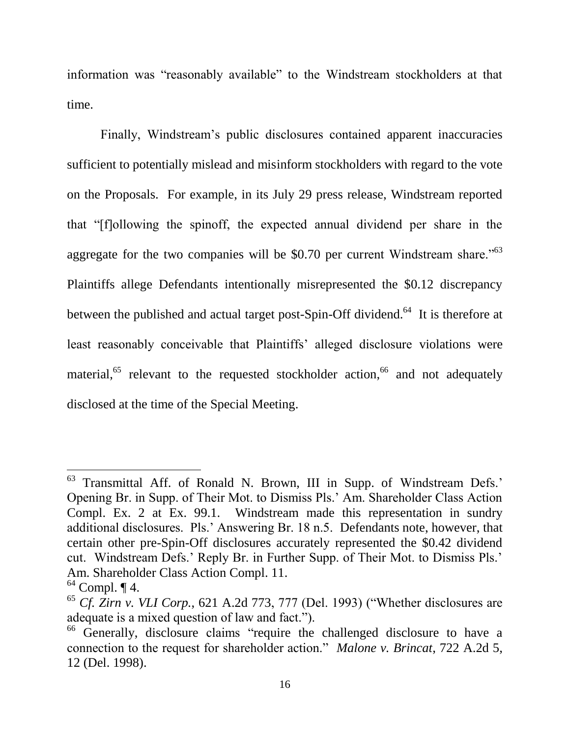information was "reasonably available" to the Windstream stockholders at that time.

Finally, Windstream's public disclosures contained apparent inaccuracies sufficient to potentially mislead and misinform stockholders with regard to the vote on the Proposals. For example, in its July 29 press release, Windstream reported that "[f]ollowing the spinoff, the expected annual dividend per share in the aggregate for the two companies will be $0.70 per current Windstream share."[63] Plaintiffs allege Defendants intentionally misrepresented the $0.12 discrepancy between the published and actual target post-Spin-Off dividend.[64] It is therefore at least reasonably conceivable that Plaintiffs' alleged disclosure violations were material,[65] relevant to the requested stockholder action,[66] and not adequately disclosed at the time of the Special Meeting.

---

[63] Transmittal Aff. of Ronald N. Brown, III in Supp. of Windstream Defs.' Opening Br. in Supp. of Their Mot. to Dismiss Pls.' Am. Shareholder Class Action Compl. Ex. 2 at Ex. 99.1. Windstream made this representation in sundry additional disclosures. Pls.' Answering Br. 18 n.5. Defendants note, however, that certain other pre-Spin-Off disclosures accurately represented the $0.42 dividend cut. Windstream Defs.' Reply Br. in Further Supp. of Their Mot. to Dismiss Pls.' Am. Shareholder Class Action Compl. 11.

[64] Compl. ¶ 4.

[65] *Cf. Zirn v. VLI Corp.*, 621 A.2d 773, 777 (Del. 1993) ("Whether disclosures are adequate is a mixed question of law and fact.").

[66] Generally, disclosure claims "require the challenged disclosure to have a connection to the request for shareholder action." *Malone v. Brincat*, 722 A.2d 5, 12 (Del. 1998).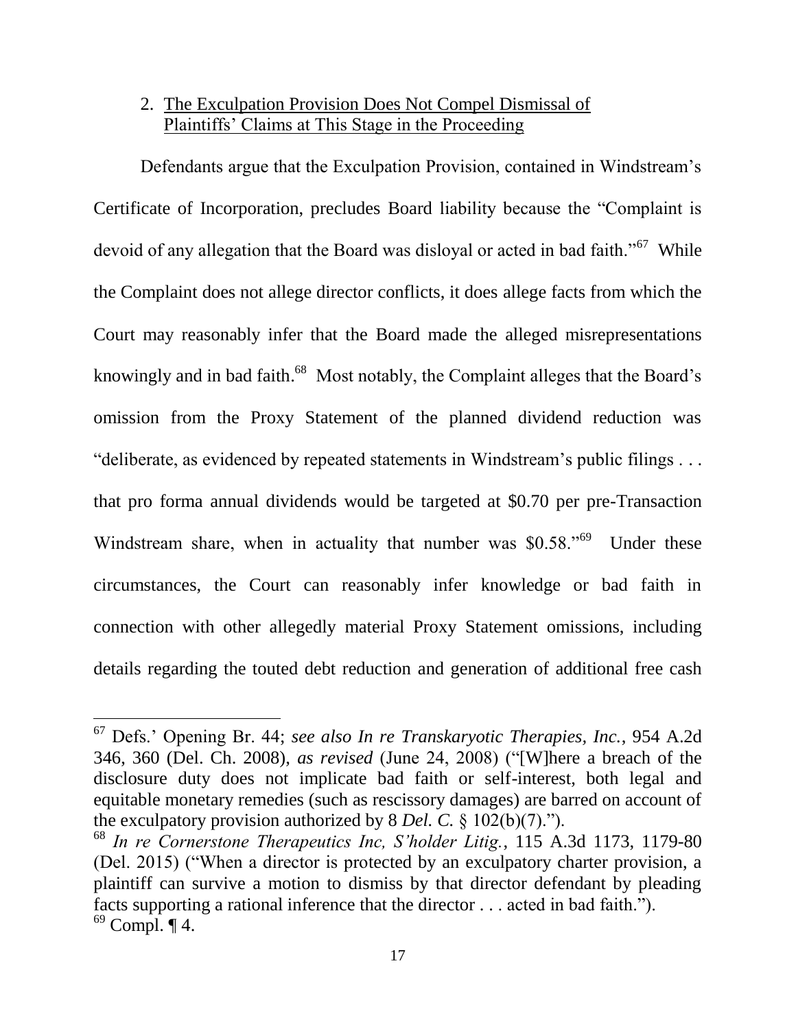2. <u>The Exculpation Provision Does Not Compel Dismissal of Plaintiffs' Claims at This Stage in the Proceeding</u>

Defendants argue that the Exculpation Provision, contained in Windstream's Certificate of Incorporation, precludes Board liability because the "Complaint is devoid of any allegation that the Board was disloyal or acted in bad faith."[67] While the Complaint does not allege director conflicts, it does allege facts from which the Court may reasonably infer that the Board made the alleged misrepresentations knowingly and in bad faith.[68] Most notably, the Complaint alleges that the Board's omission from the Proxy Statement of the planned dividend reduction was "deliberate, as evidenced by repeated statements in Windstream's public filings . . . that pro forma annual dividends would be targeted at $0.70 per pre-Transaction Windstream share, when in actuality that number was $0.58."[69] Under these circumstances, the Court can reasonably infer knowledge or bad faith in connection with other allegedly material Proxy Statement omissions, including details regarding the touted debt reduction and generation of additional free cash

---

[67] Defs.' Opening Br. 44; *see also In re Transkaryotic Therapies, Inc.*, 954 A.2d 346, 360 (Del. Ch. 2008), *as revised* (June 24, 2008) ("[W]here a breach of the disclosure duty does not implicate bad faith or self-interest, both legal and equitable monetary remedies (such as rescissory damages) are barred on account of the exculpatory provision authorized by 8 *Del. C.* § 102(b)(7).").

[68] *In re Cornerstone Therapeutics Inc, S'holder Litig.*, 115 A.3d 1173, 1179-80 (Del. 2015) ("When a director is protected by an exculpatory charter provision, a plaintiff can survive a motion to dismiss by that director defendant by pleading facts supporting a rational inference that the director . . . acted in bad faith.").

[69] Compl. ¶ 4.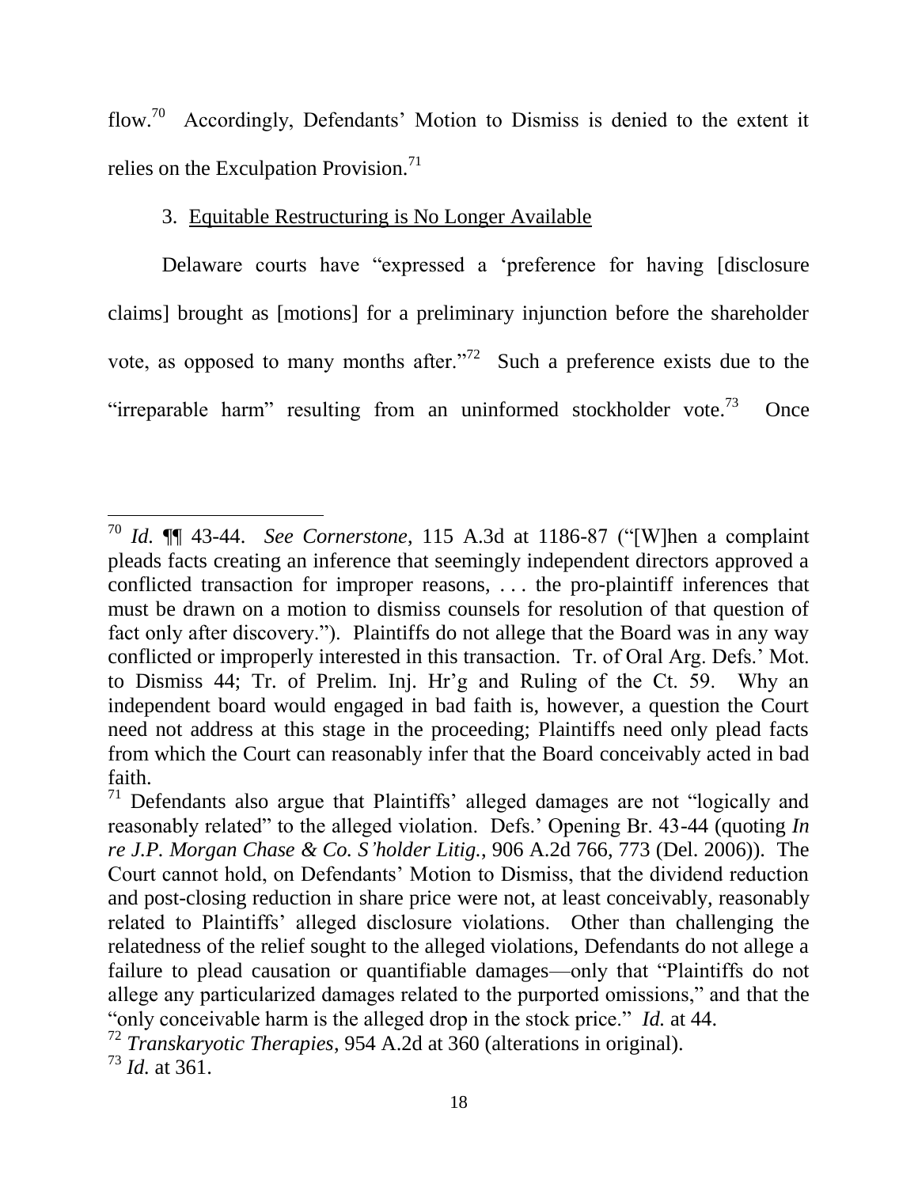flow.[70] Accordingly, Defendants' Motion to Dismiss is denied to the extent it relies on the Exculpation Provision.[71]

3. Equitable Restructuring is No Longer Available

Delaware courts have "expressed a 'preference for having [disclosure claims] brought as [motions] for a preliminary injunction before the shareholder vote, as opposed to many months after."[72] Such a preference exists due to the "irreparable harm" resulting from an uninformed stockholder vote.[73] Once

---

[70] *Id.* ¶¶ 43-44. *See Cornerstone*, 115 A.3d at 1186-87 ("[W]hen a complaint pleads facts creating an inference that seemingly independent directors approved a conflicted transaction for improper reasons, . . . the pro-plaintiff inferences that must be drawn on a motion to dismiss counsels for resolution of that question of fact only after discovery."). Plaintiffs do not allege that the Board was in any way conflicted or improperly interested in this transaction. Tr. of Oral Arg. Defs.' Mot. to Dismiss 44; Tr. of Prelim. Inj. Hr'g and Ruling of the Ct. 59. Why an independent board would engaged in bad faith is, however, a question the Court need not address at this stage in the proceeding; Plaintiffs need only plead facts from which the Court can reasonably infer that the Board conceivably acted in bad faith.

[71] Defendants also argue that Plaintiffs' alleged damages are not "logically and reasonably related" to the alleged violation. Defs.' Opening Br. 43-44 (quoting *In re J.P. Morgan Chase & Co. S'holder Litig.*, 906 A.2d 766, 773 (Del. 2006)). The Court cannot hold, on Defendants' Motion to Dismiss, that the dividend reduction and post-closing reduction in share price were not, at least conceivably, reasonably related to Plaintiffs' alleged disclosure violations. Other than challenging the relatedness of the relief sought to the alleged violations, Defendants do not allege a failure to plead causation or quantifiable damages—only that "Plaintiffs do not allege any particularized damages related to the purported omissions," and that the "only conceivable harm is the alleged drop in the stock price." *Id.* at 44.

[72] *Transkaryotic Therapies*, 954 A.2d at 360 (alterations in original).

[73] *Id.* at 361.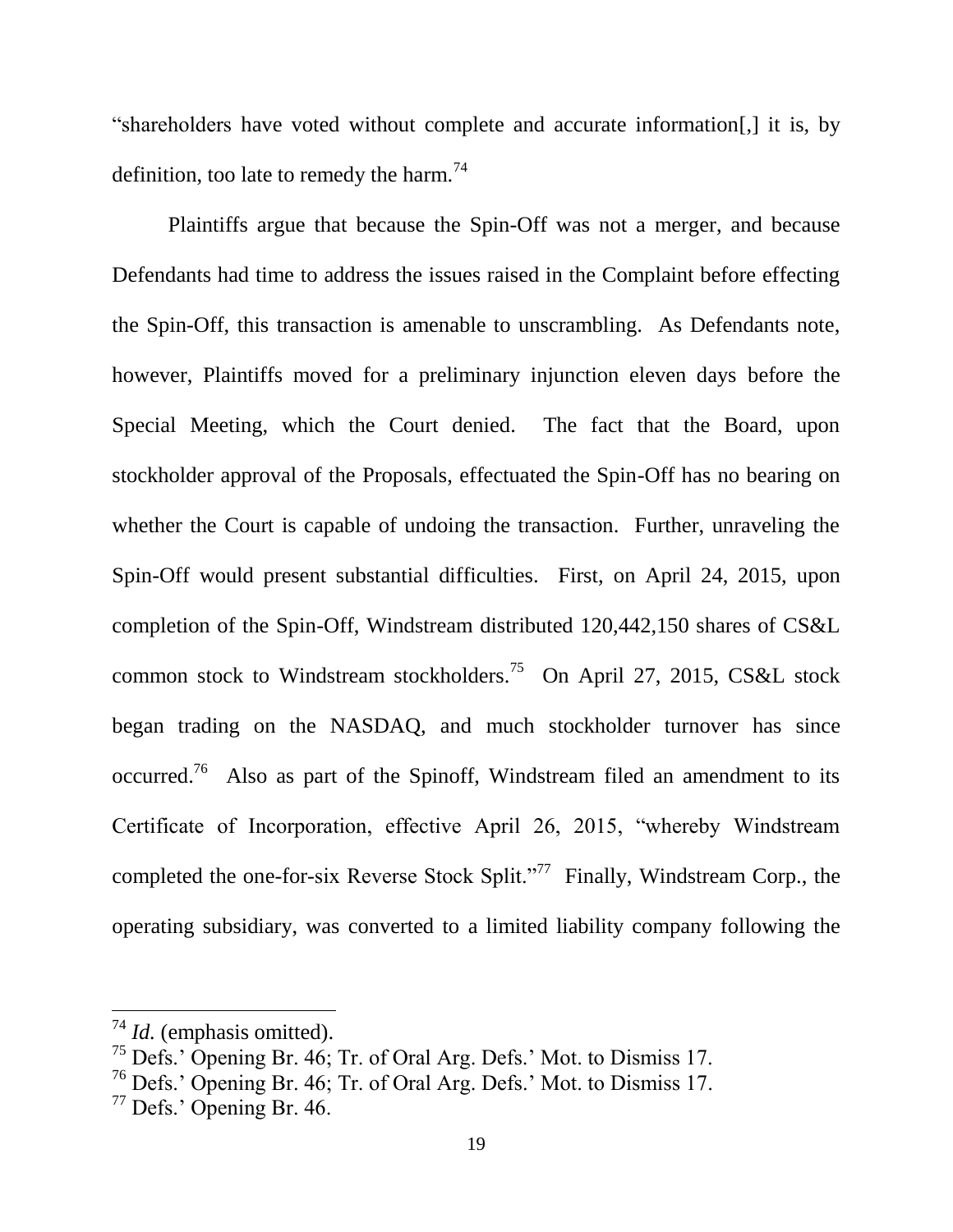"shareholders have voted without complete and accurate information[,] it is, by definition, too late to remedy the harm.[74]

Plaintiffs argue that because the Spin-Off was not a merger, and because Defendants had time to address the issues raised in the Complaint before effecting the Spin-Off, this transaction is amenable to unscrambling. As Defendants note, however, Plaintiffs moved for a preliminary injunction eleven days before the Special Meeting, which the Court denied. The fact that the Board, upon stockholder approval of the Proposals, effectuated the Spin-Off has no bearing on whether the Court is capable of undoing the transaction. Further, unraveling the Spin-Off would present substantial difficulties. First, on April 24, 2015, upon completion of the Spin-Off, Windstream distributed 120,442,150 shares of CS&L common stock to Windstream stockholders.[75] On April 27, 2015, CS&L stock began trading on the NASDAQ, and much stockholder turnover has since occurred.[76] Also as part of the Spinoff, Windstream filed an amendment to its Certificate of Incorporation, effective April 26, 2015, "whereby Windstream completed the one-for-six Reverse Stock Split."[77] Finally, Windstream Corp., the operating subsidiary, was converted to a limited liability company following the

---

[74] *Id.* (emphasis omitted).

[75] Defs.' Opening Br. 46; Tr. of Oral Arg. Defs.' Mot. to Dismiss 17.

[76] Defs.' Opening Br. 46; Tr. of Oral Arg. Defs.' Mot. to Dismiss 17.

[77] Defs.' Opening Br. 46.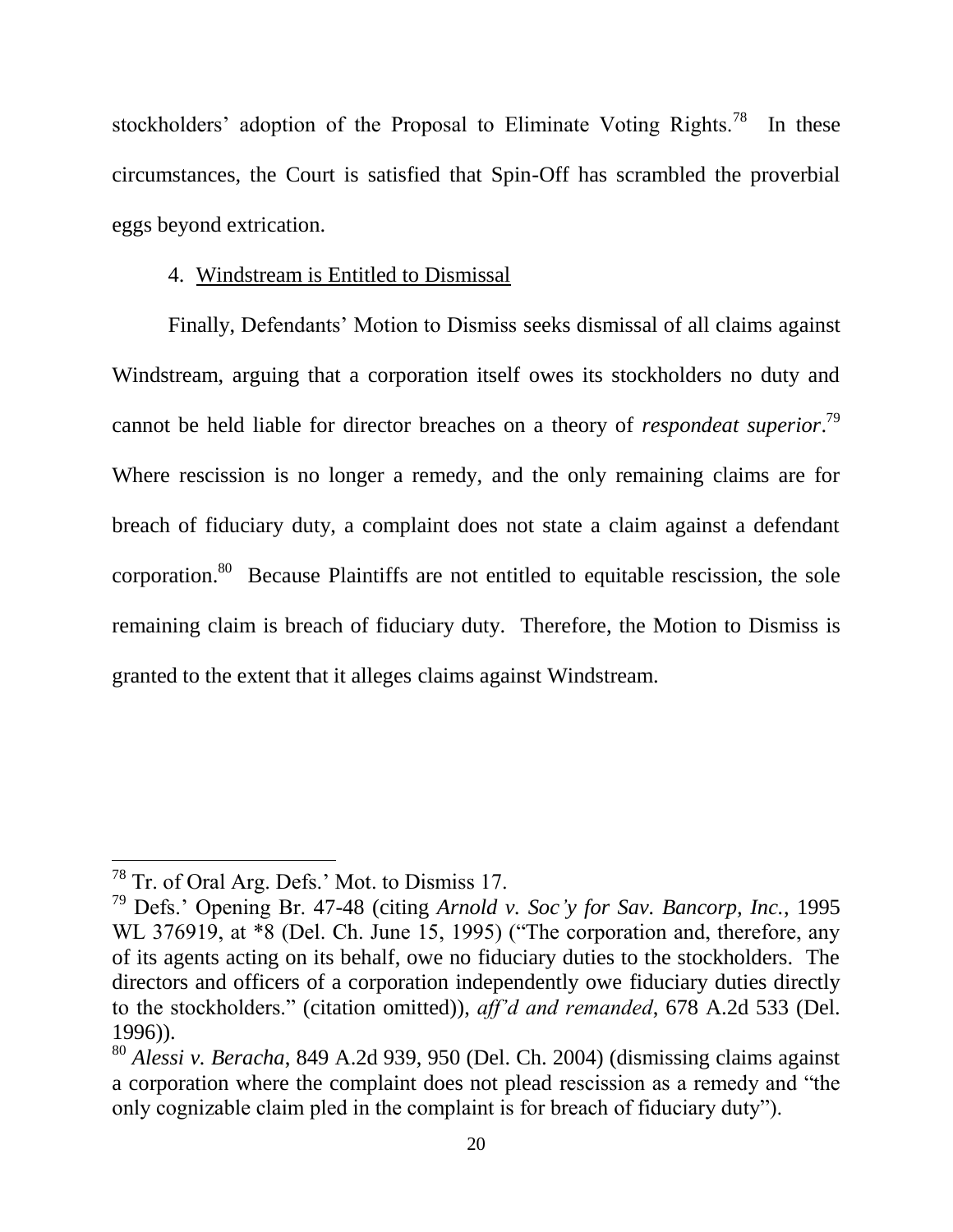stockholders' adoption of the Proposal to Eliminate Voting Rights.[78] In these circumstances, the Court is satisfied that Spin-Off has scrambled the proverbial eggs beyond extrication.

4. Windstream is Entitled to Dismissal

Finally, Defendants' Motion to Dismiss seeks dismissal of all claims against Windstream, arguing that a corporation itself owes its stockholders no duty and cannot be held liable for director breaches on a theory of *respondeat superior*.[79] Where rescission is no longer a remedy, and the only remaining claims are for breach of fiduciary duty, a complaint does not state a claim against a defendant corporation.[80] Because Plaintiffs are not entitled to equitable rescission, the sole remaining claim is breach of fiduciary duty. Therefore, the Motion to Dismiss is granted to the extent that it alleges claims against Windstream.

---

[78] Tr. of Oral Arg. Defs.' Mot. to Dismiss 17.

[79] Defs.' Opening Br. 47-48 (citing *Arnold v. Soc'y for Sav. Bancorp, Inc.*, 1995 WL 376919, at *8 (Del. Ch. June 15, 1995) ("The corporation and, therefore, any of its agents acting on its behalf, owe no fiduciary duties to the stockholders. The directors and officers of a corporation independently owe fiduciary duties directly to the stockholders." (citation omitted)), *aff'd and remanded*, 678 A.2d 533 (Del. 1996)).

[80] *Alessi v. Beracha*, 849 A.2d 939, 950 (Del. Ch. 2004) (dismissing claims against a corporation where the complaint does not plead rescission as a remedy and "the only cognizable claim pled in the complaint is for breach of fiduciary duty").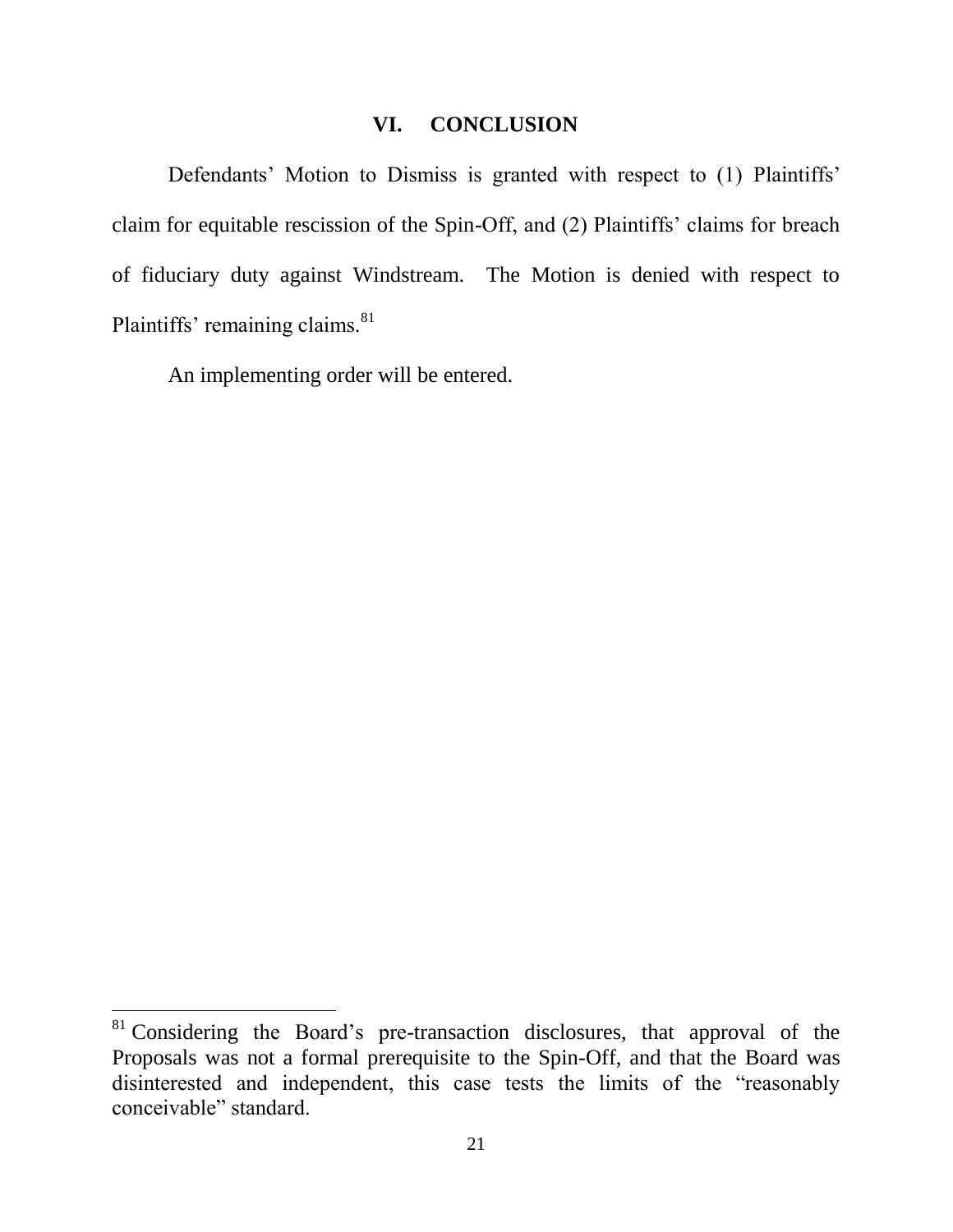## VI. CONCLUSION

Defendants' Motion to Dismiss is granted with respect to (1) Plaintiffs' claim for equitable rescission of the Spin-Off, and (2) Plaintiffs' claims for breach of fiduciary duty against Windstream. The Motion is denied with respect to Plaintiffs' remaining claims.[81]

An implementing order will be entered.

---

[81] Considering the Board's pre-transaction disclosures, that approval of the Proposals was not a formal prerequisite to the Spin-Off, and that the Board was disinterested and independent, this case tests the limits of the "reasonably conceivable" standard.